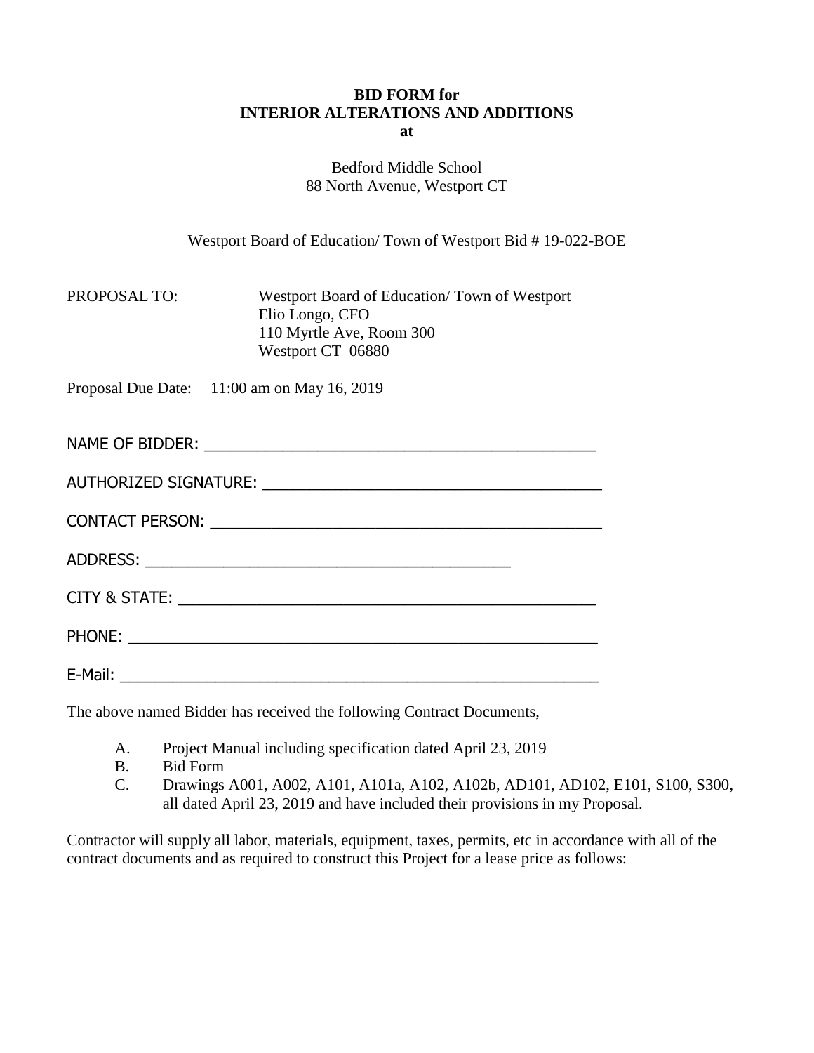**BID FORM for**
**INTERIOR ALTERATIONS AND ADDITIONS**
**at**

Bedford Middle School
88 North Avenue, Westport CT

Westport Board of Education/ Town of Westport Bid # 19-022-BOE

PROPOSAL TO: Westport Board of Education/ Town of Westport
Elio Longo, CFO
110 Myrtle Ave, Room 300
Westport CT 06880

Proposal Due Date: 11:00 am on May 16, 2019

NAME OF BIDDER: ______________________________________________

AUTHORIZED SIGNATURE: ________________________________________

CONTACT PERSON: ______________________________________________

ADDRESS: _________________________________________

CITY & STATE: ________________________________________________

PHONE: ______________________________________________________

E-Mail: ______________________________________________________

The above named Bidder has received the following Contract Documents,

A. Project Manual including specification dated April 23, 2019
B. Bid Form
C. Drawings A001, A002, A101, A101a, A102, A102b, AD101, AD102, E101, S100, S300, all dated April 23, 2019 and have included their provisions in my Proposal.

Contractor will supply all labor, materials, equipment, taxes, permits, etc in accordance with all of the contract documents and as required to construct this Project for a lease price as follows: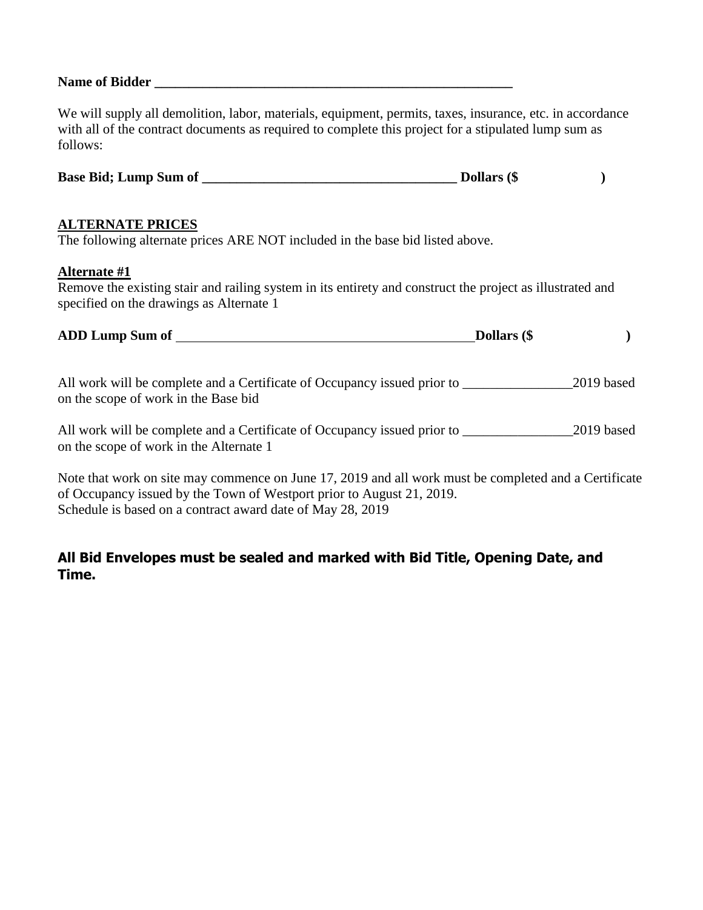**Name of Bidder _______________________________________________________**

We will supply all demolition, labor, materials, equipment, permits, taxes, insurance, etc. in accordance with all of the contract documents as required to complete this project for a stipulated lump sum as follows:

**Base Bid; Lump Sum of ____________________________________ Dollars ($ )**

**ALTERNATE PRICES**

The following alternate prices ARE NOT included in the base bid listed above.

**Alternate #1**

Remove the existing stair and railing system in its entirety and construct the project as illustrated and specified on the drawings as Alternate 1

**ADD Lump Sum of ________________________________________ Dollars ($ )**

All work will be complete and a Certificate of Occupancy issued prior to ________________2019 based on the scope of work in the Base bid

All work will be complete and a Certificate of Occupancy issued prior to ________________2019 based on the scope of work in the Alternate 1

Note that work on site may commence on June 17, 2019 and all work must be completed and a Certificate of Occupancy issued by the Town of Westport prior to August 21, 2019.
Schedule is based on a contract award date of May 28, 2019

**All Bid Envelopes must be sealed and marked with Bid Title, Opening Date, and Time.**